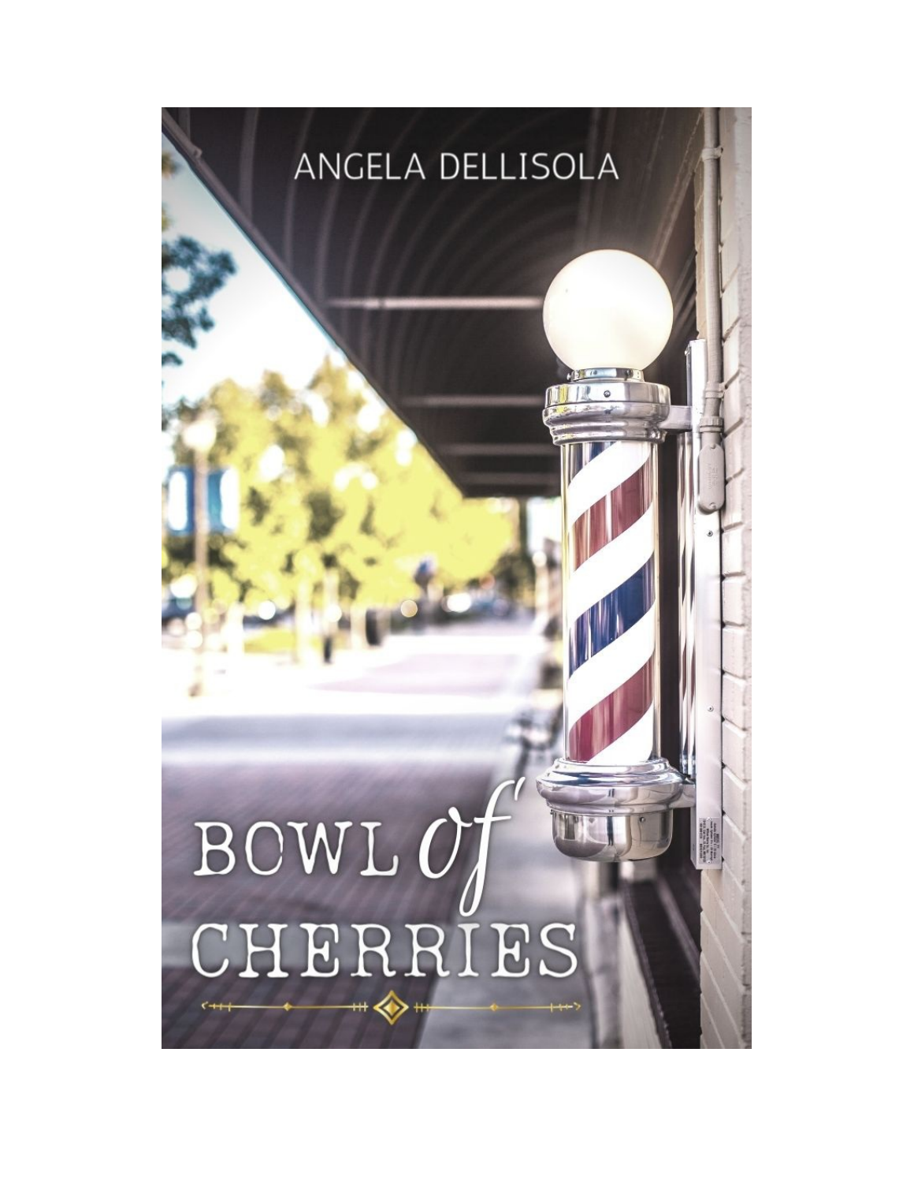ANGELA DELLISOLA

# BOWL *of* CHERRIES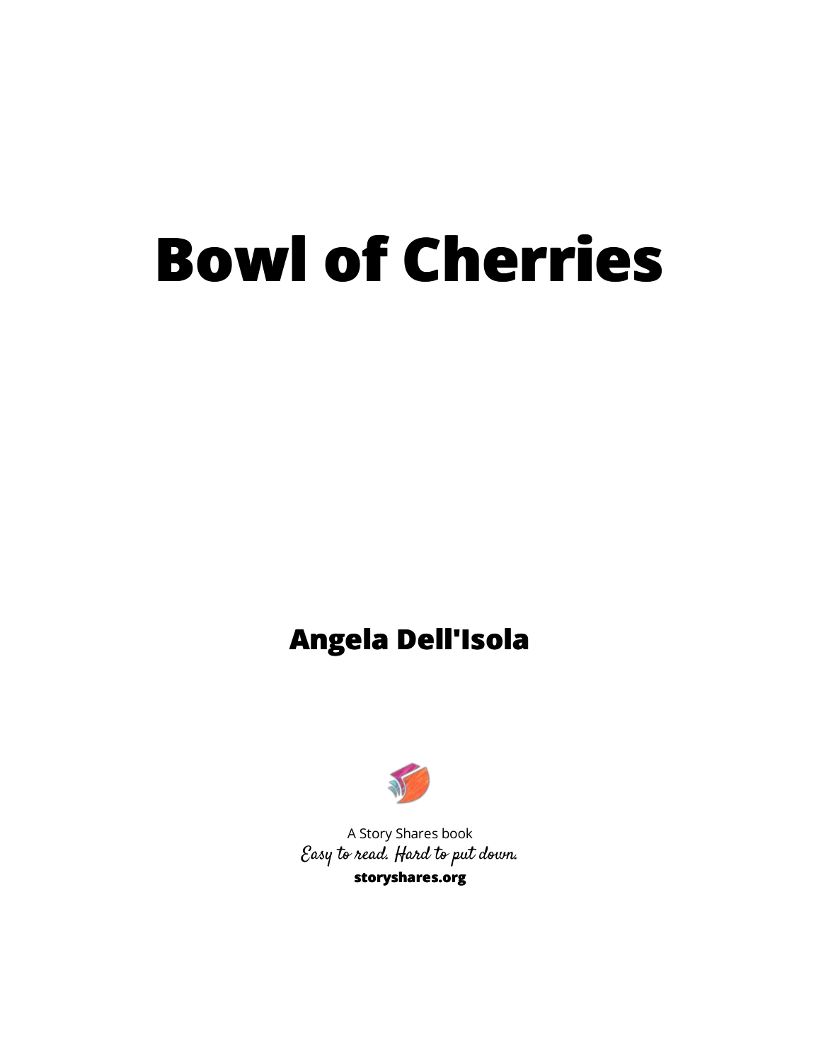# Bowl of Cherries

**Angela Dell'Isola**

A Story Shares book

*Easy to read. Hard to put down.*

**storyshares.org**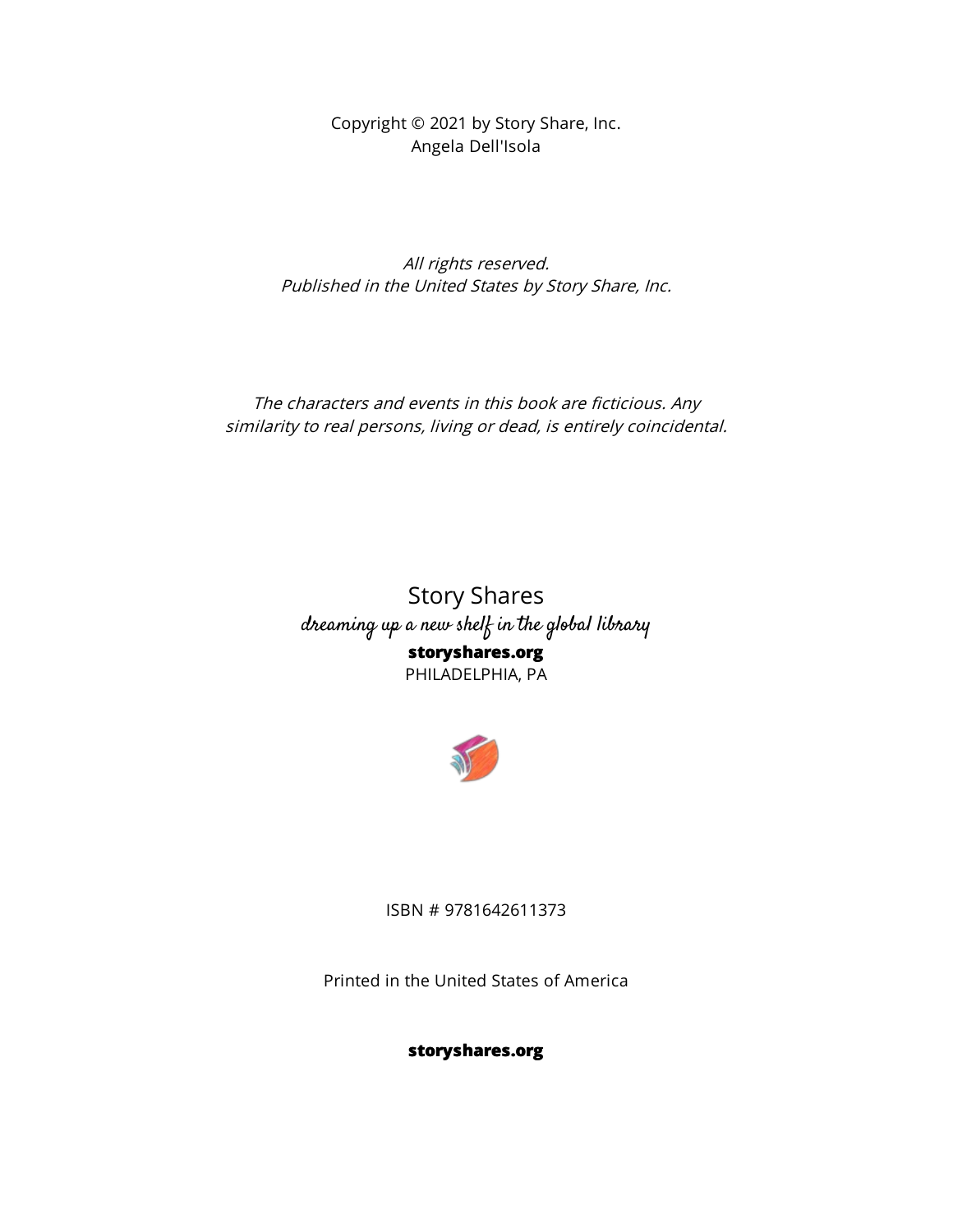Copyright © 2021 by Story Share, Inc.
Angela Dell'Isola

*All rights reserved.*
*Published in the United States by Story Share, Inc.*

*The characters and events in this book are ficticious. Any similarity to real persons, living or dead, is entirely coincidental.*

Story Shares
*dreaming up a new shelf in the global library*
**storyshares.org**
PHILADELPHIA, PA

ISBN # 9781642611373

Printed in the United States of America

**storyshares.org**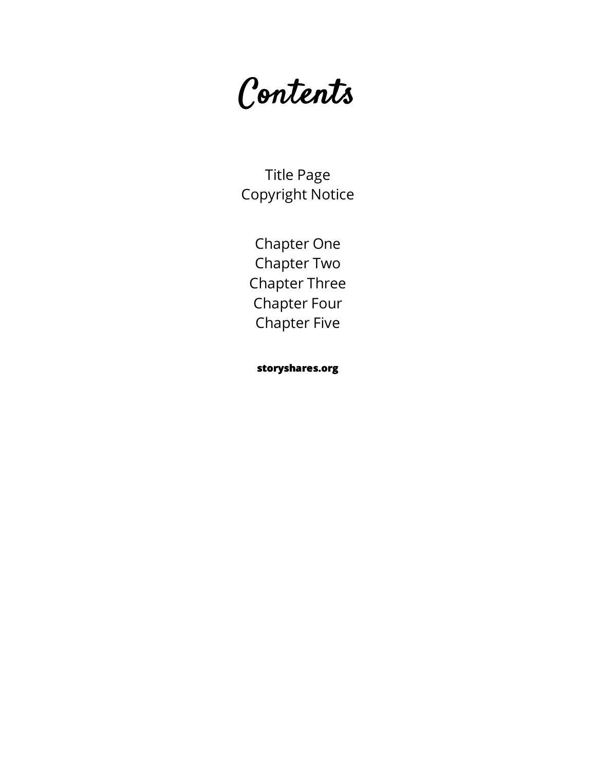# Contents

Title Page
Copyright Notice

Chapter One
Chapter Two
Chapter Three
Chapter Four
Chapter Five

**storyshares.org**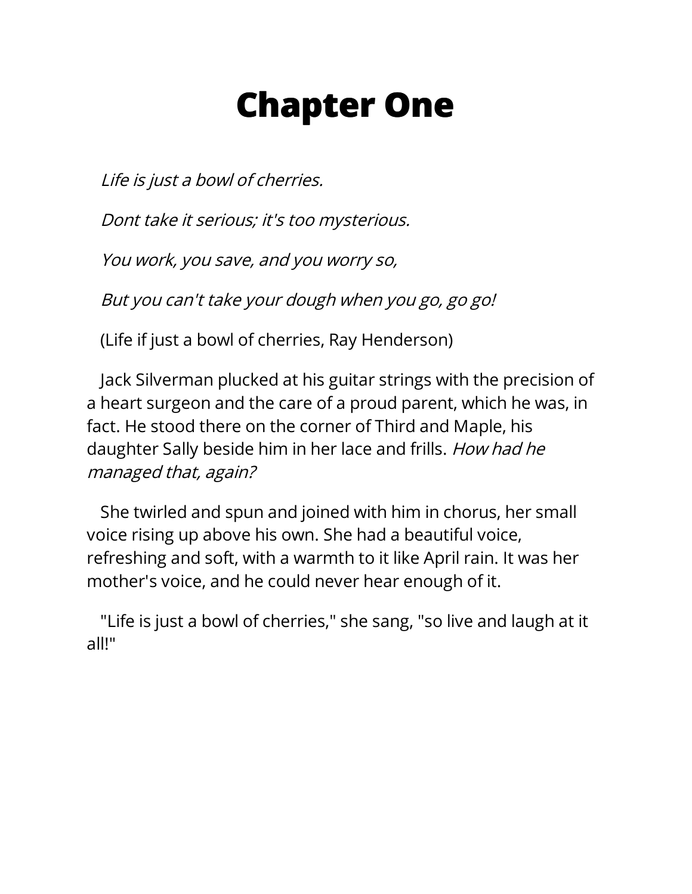# Chapter One

*Life is just a bowl of cherries.*

*Dont take it serious; it's too mysterious.*

*You work, you save, and you worry so,*

*But you can't take your dough when you go, go go!*

(Life if just a bowl of cherries, Ray Henderson)

Jack Silverman plucked at his guitar strings with the precision of a heart surgeon and the care of a proud parent, which he was, in fact. He stood there on the corner of Third and Maple, his daughter Sally beside him in her lace and frills. *How had he managed that, again?*

She twirled and spun and joined with him in chorus, her small voice rising up above his own. She had a beautiful voice, refreshing and soft, with a warmth to it like April rain. It was her mother's voice, and he could never hear enough of it.

"Life is just a bowl of cherries," she sang, "so live and laugh at it all!"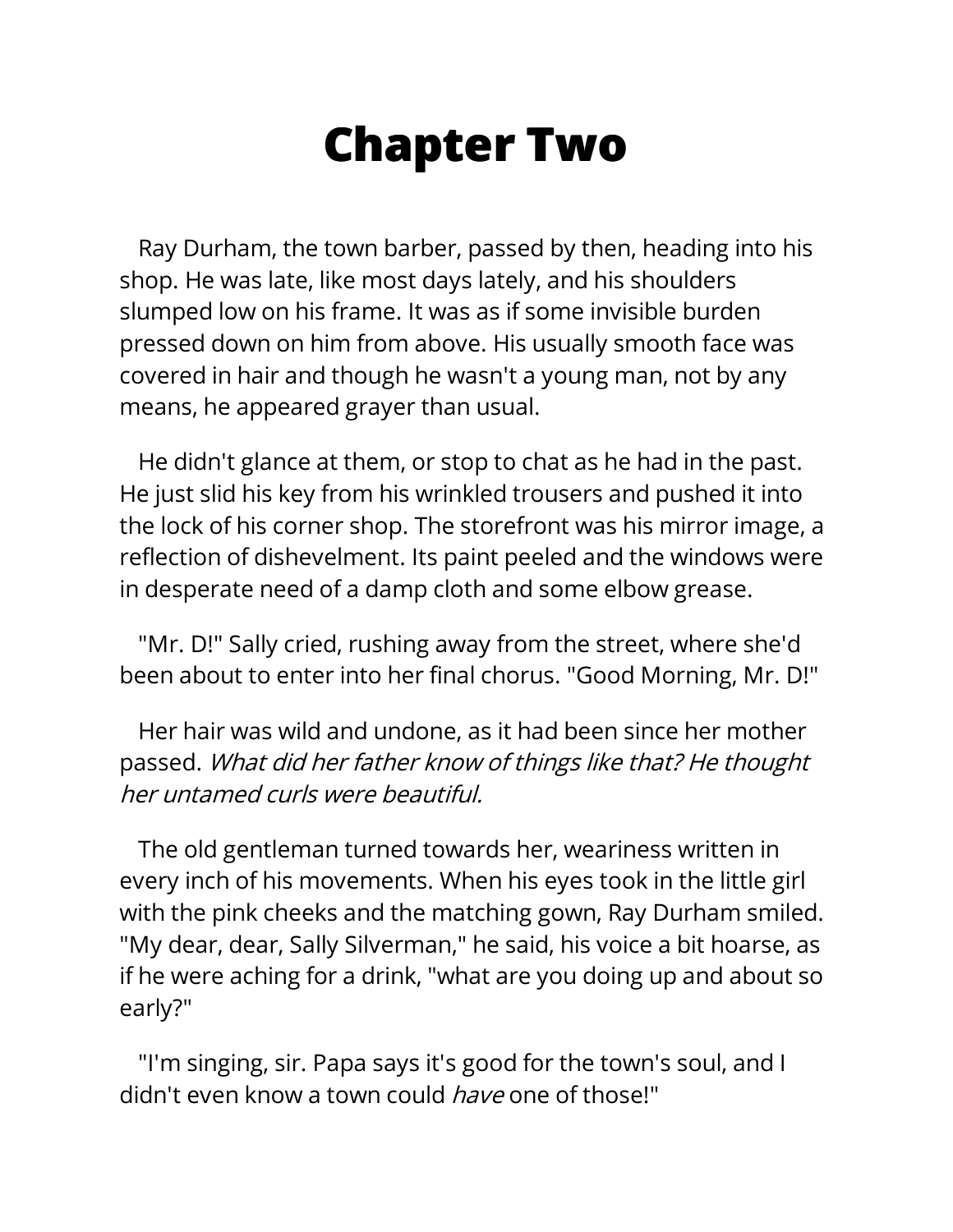# Chapter Two

Ray Durham, the town barber, passed by then, heading into his shop. He was late, like most days lately, and his shoulders slumped low on his frame. It was as if some invisible burden pressed down on him from above. His usually smooth face was covered in hair and though he wasn't a young man, not by any means, he appeared grayer than usual.

He didn't glance at them, or stop to chat as he had in the past. He just slid his key from his wrinkled trousers and pushed it into the lock of his corner shop. The storefront was his mirror image, a reflection of dishevelment. Its paint peeled and the windows were in desperate need of a damp cloth and some elbow grease.

"Mr. D!" Sally cried, rushing away from the street, where she'd been about to enter into her final chorus. "Good Morning, Mr. D!"

Her hair was wild and undone, as it had been since her mother passed. *What did her father know of things like that? He thought her untamed curls were beautiful.*

The old gentleman turned towards her, weariness written in every inch of his movements. When his eyes took in the little girl with the pink cheeks and the matching gown, Ray Durham smiled. "My dear, dear, Sally Silverman," he said, his voice a bit hoarse, as if he were aching for a drink, "what are you doing up and about so early?"

"I'm singing, sir. Papa says it's good for the town's soul, and I didn't even know a town could *have* one of those!"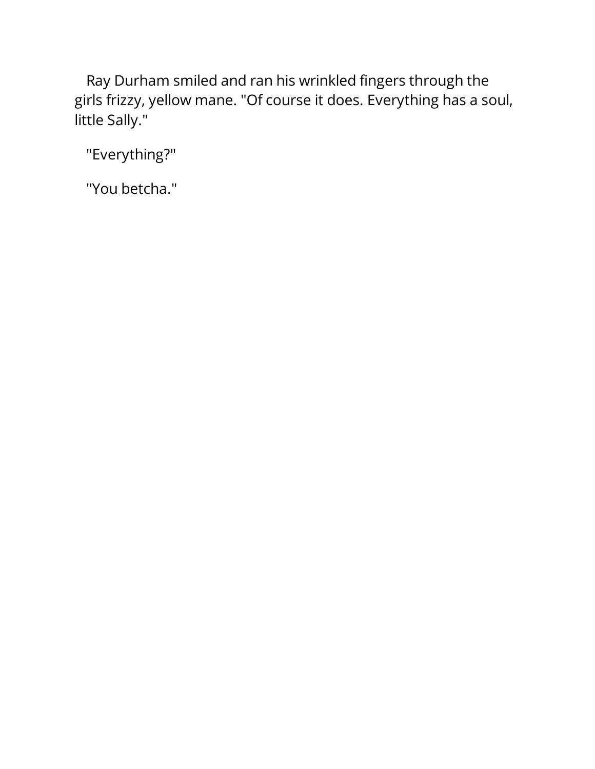Ray Durham smiled and ran his wrinkled fingers through the girls frizzy, yellow mane. "Of course it does. Everything has a soul, little Sally."

"Everything?"

"You betcha."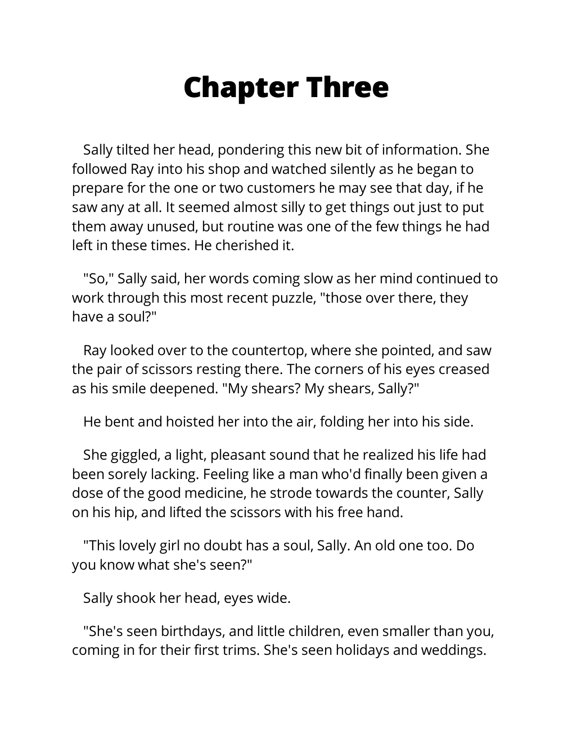# Chapter Three

Sally tilted her head, pondering this new bit of information. She followed Ray into his shop and watched silently as he began to prepare for the one or two customers he may see that day, if he saw any at all. It seemed almost silly to get things out just to put them away unused, but routine was one of the few things he had left in these times. He cherished it.

"So," Sally said, her words coming slow as her mind continued to work through this most recent puzzle, "those over there, they have a soul?"

Ray looked over to the countertop, where she pointed, and saw the pair of scissors resting there. The corners of his eyes creased as his smile deepened. "My shears? My shears, Sally?"

He bent and hoisted her into the air, folding her into his side.

She giggled, a light, pleasant sound that he realized his life had been sorely lacking. Feeling like a man who'd finally been given a dose of the good medicine, he strode towards the counter, Sally on his hip, and lifted the scissors with his free hand.

"This lovely girl no doubt has a soul, Sally. An old one too. Do you know what she's seen?"

Sally shook her head, eyes wide.

"She's seen birthdays, and little children, even smaller than you, coming in for their first trims. She's seen holidays and weddings.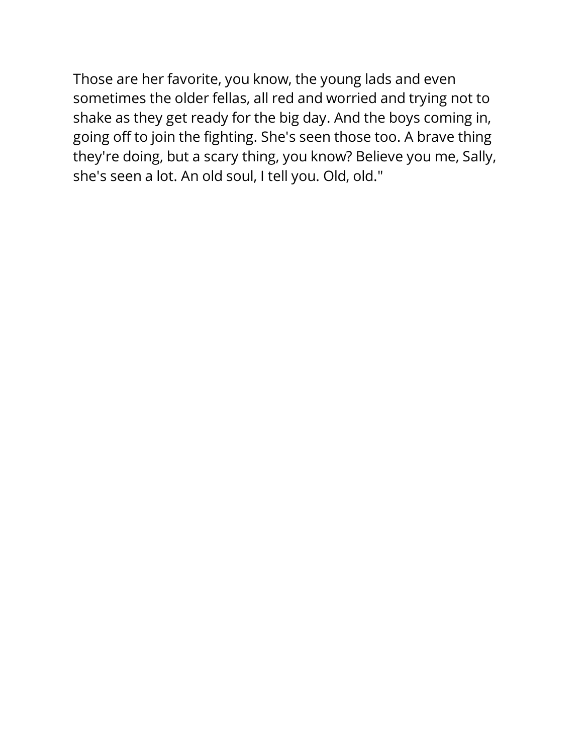Those are her favorite, you know, the young lads and even sometimes the older fellas, all red and worried and trying not to shake as they get ready for the big day. And the boys coming in, going off to join the fighting. She's seen those too. A brave thing they're doing, but a scary thing, you know? Believe you me, Sally, she's seen a lot. An old soul, I tell you. Old, old."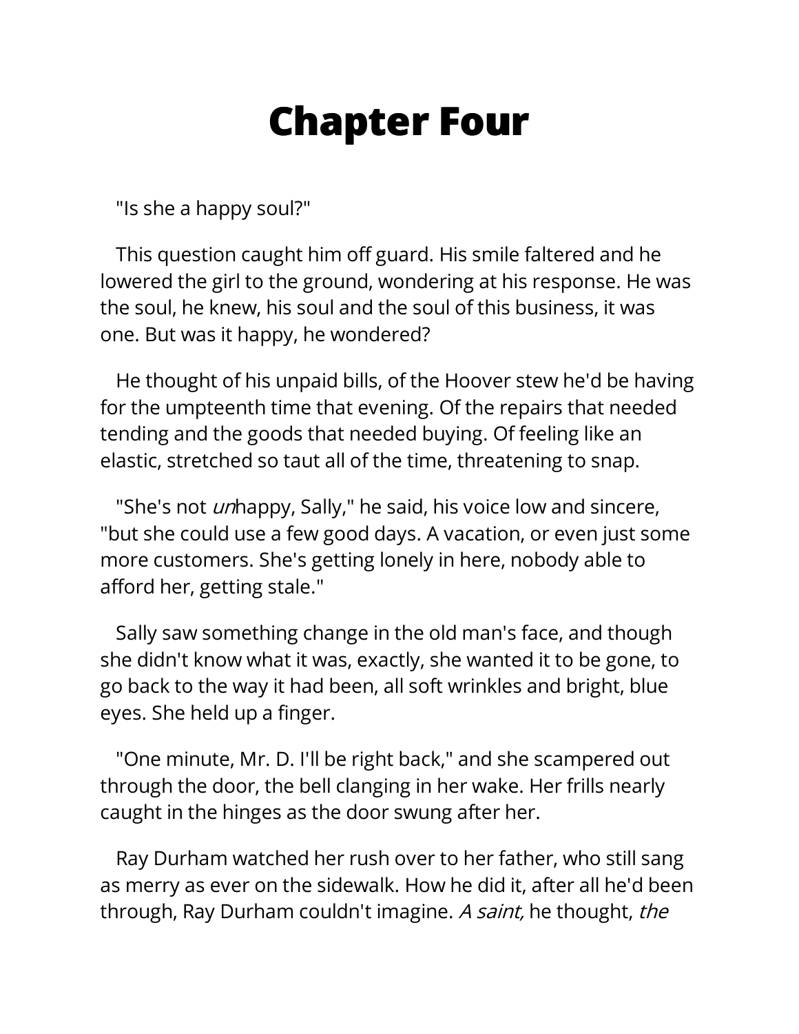# Chapter Four

"Is she a happy soul?"

This question caught him off guard. His smile faltered and he lowered the girl to the ground, wondering at his response. He was the soul, he knew, his soul and the soul of this business, it was one. But was it happy, he wondered?

He thought of his unpaid bills, of the Hoover stew he'd be having for the umpteenth time that evening. Of the repairs that needed tending and the goods that needed buying. Of feeling like an elastic, stretched so taut all of the time, threatening to snap.

"She's not *un*happy, Sally," he said, his voice low and sincere, "but she could use a few good days. A vacation, or even just some more customers. She's getting lonely in here, nobody able to afford her, getting stale."

Sally saw something change in the old man's face, and though she didn't know what it was, exactly, she wanted it to be gone, to go back to the way it had been, all soft wrinkles and bright, blue eyes. She held up a finger.

"One minute, Mr. D. I'll be right back," and she scampered out through the door, the bell clanging in her wake. Her frills nearly caught in the hinges as the door swung after her.

Ray Durham watched her rush over to her father, who still sang as merry as ever on the sidewalk. How he did it, after all he'd been through, Ray Durham couldn't imagine. *A saint,* he thought, *the*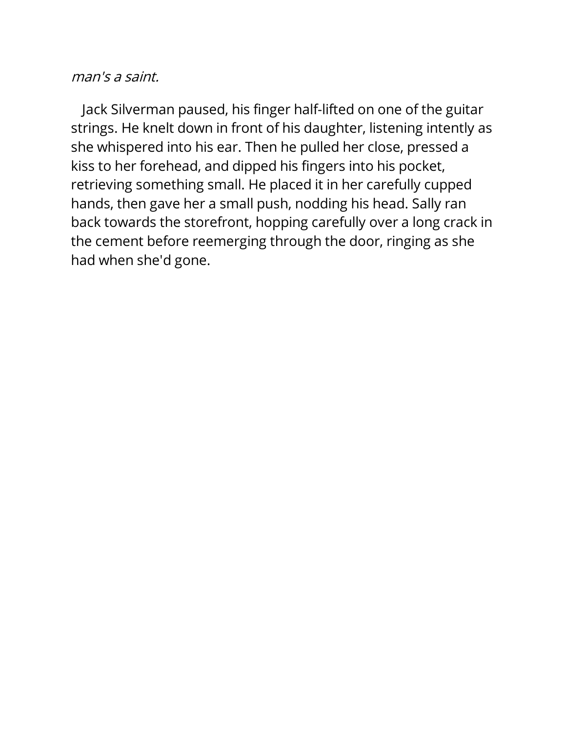*man's a saint.*

Jack Silverman paused, his finger half-lifted on one of the guitar strings. He knelt down in front of his daughter, listening intently as she whispered into his ear. Then he pulled her close, pressed a kiss to her forehead, and dipped his fingers into his pocket, retrieving something small. He placed it in her carefully cupped hands, then gave her a small push, nodding his head. Sally ran back towards the storefront, hopping carefully over a long crack in the cement before reemerging through the door, ringing as she had when she'd gone.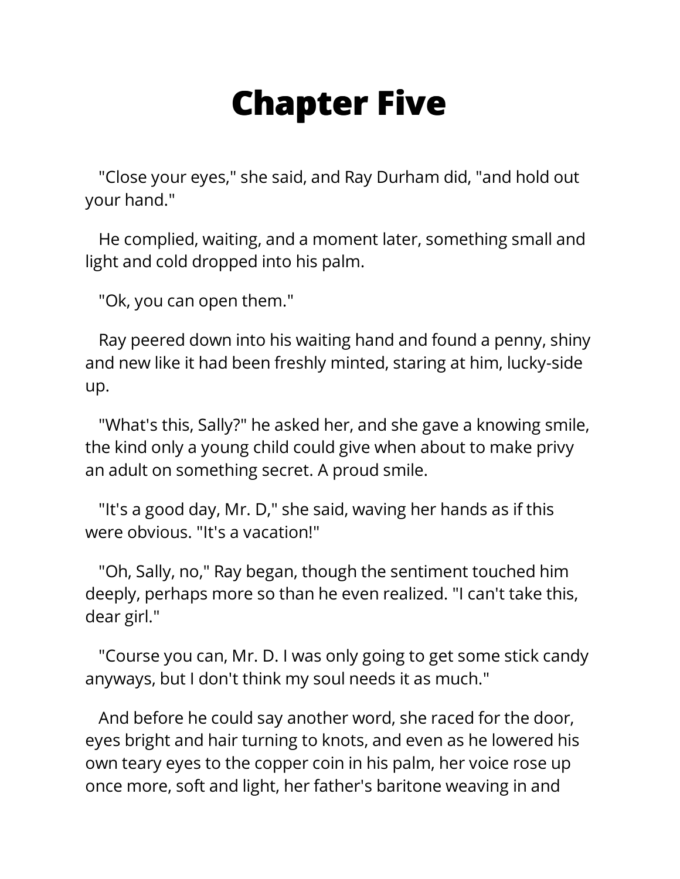# Chapter Five

"Close your eyes," she said, and Ray Durham did, "and hold out your hand."

He complied, waiting, and a moment later, something small and light and cold dropped into his palm.

"Ok, you can open them."

Ray peered down into his waiting hand and found a penny, shiny and new like it had been freshly minted, staring at him, lucky-side up.

"What's this, Sally?" he asked her, and she gave a knowing smile, the kind only a young child could give when about to make privy an adult on something secret. A proud smile.

"It's a good day, Mr. D," she said, waving her hands as if this were obvious. "It's a vacation!"

"Oh, Sally, no," Ray began, though the sentiment touched him deeply, perhaps more so than he even realized. "I can't take this, dear girl."

"Course you can, Mr. D. I was only going to get some stick candy anyways, but I don't think my soul needs it as much."

And before he could say another word, she raced for the door, eyes bright and hair turning to knots, and even as he lowered his own teary eyes to the copper coin in his palm, her voice rose up once more, soft and light, her father's baritone weaving in and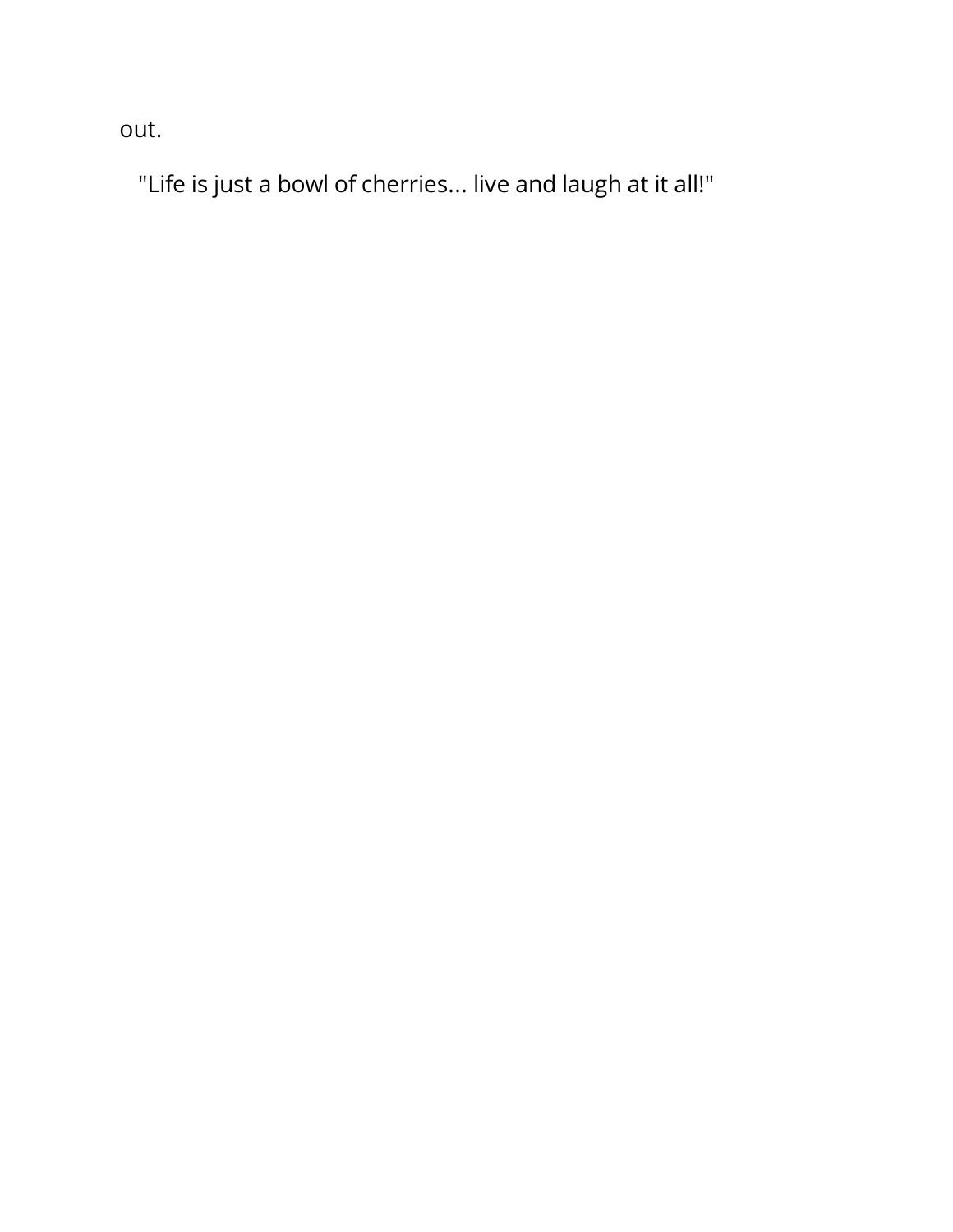out.

"Life is just a bowl of cherries... live and laugh at it all!"